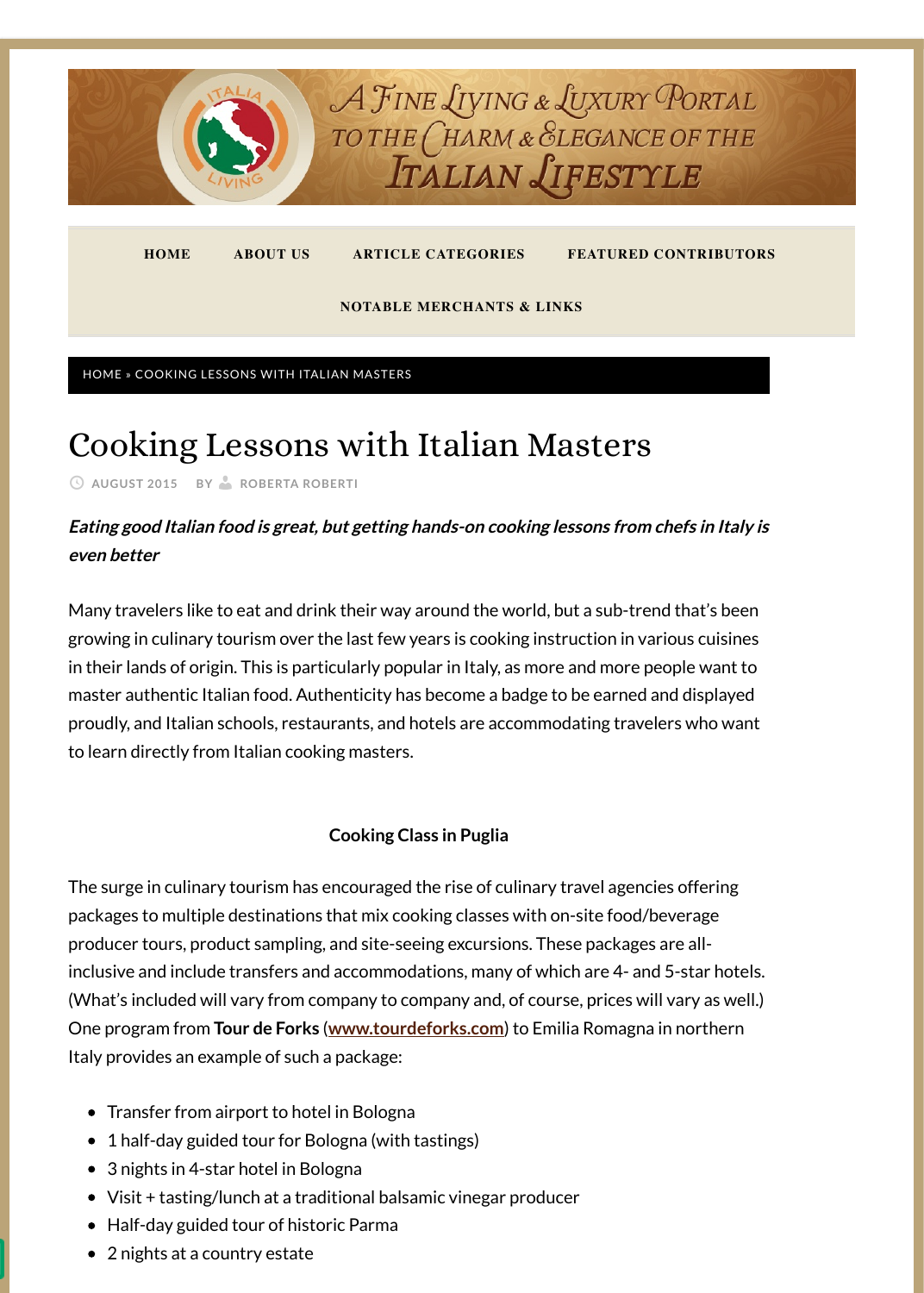HOME ABOUT US ARTICLE CATEGORIES FEATURED CONTRIBUTORS

NOTABLE MERCHANTS & LINKS

HOME » COOKING LESSONS WITH ITALIAN MASTERS

# Cooking Lessons with Italian Masters

AUGUST 2015 BY ROBERTA ROBERTI

***Eating good Italian food is great, but getting hands-on cooking lessons from chefs in Italy is even better***

Many travelers like to eat and drink their way around the world, but a sub-trend that's been growing in culinary tourism over the last few years is cooking instruction in various cuisines in their lands of origin. This is particularly popular in Italy, as more and more people want to master authentic Italian food. Authenticity has become a badge to be earned and displayed proudly, and Italian schools, restaurants, and hotels are accommodating travelers who want to learn directly from Italian cooking masters.

**Cooking Class in Puglia**

The surge in culinary tourism has encouraged the rise of culinary travel agencies offering packages to multiple destinations that mix cooking classes with on-site food/beverage producer tours, product sampling, and site-seeing excursions. These packages are all-inclusive and include transfers and accommodations, many of which are 4- and 5-star hotels. (What's included will vary from company to company and, of course, prices will vary as well.) One program from **Tour de Forks** (www.tourdeforks.com) to Emilia Romagna in northern Italy provides an example of such a package:

- Transfer from airport to hotel in Bologna
- 1 half-day guided tour for Bologna (with tastings)
- 3 nights in 4-star hotel in Bologna
- Visit + tasting/lunch at a traditional balsamic vinegar producer
- Half-day guided tour of historic Parma
- 2 nights at a country estate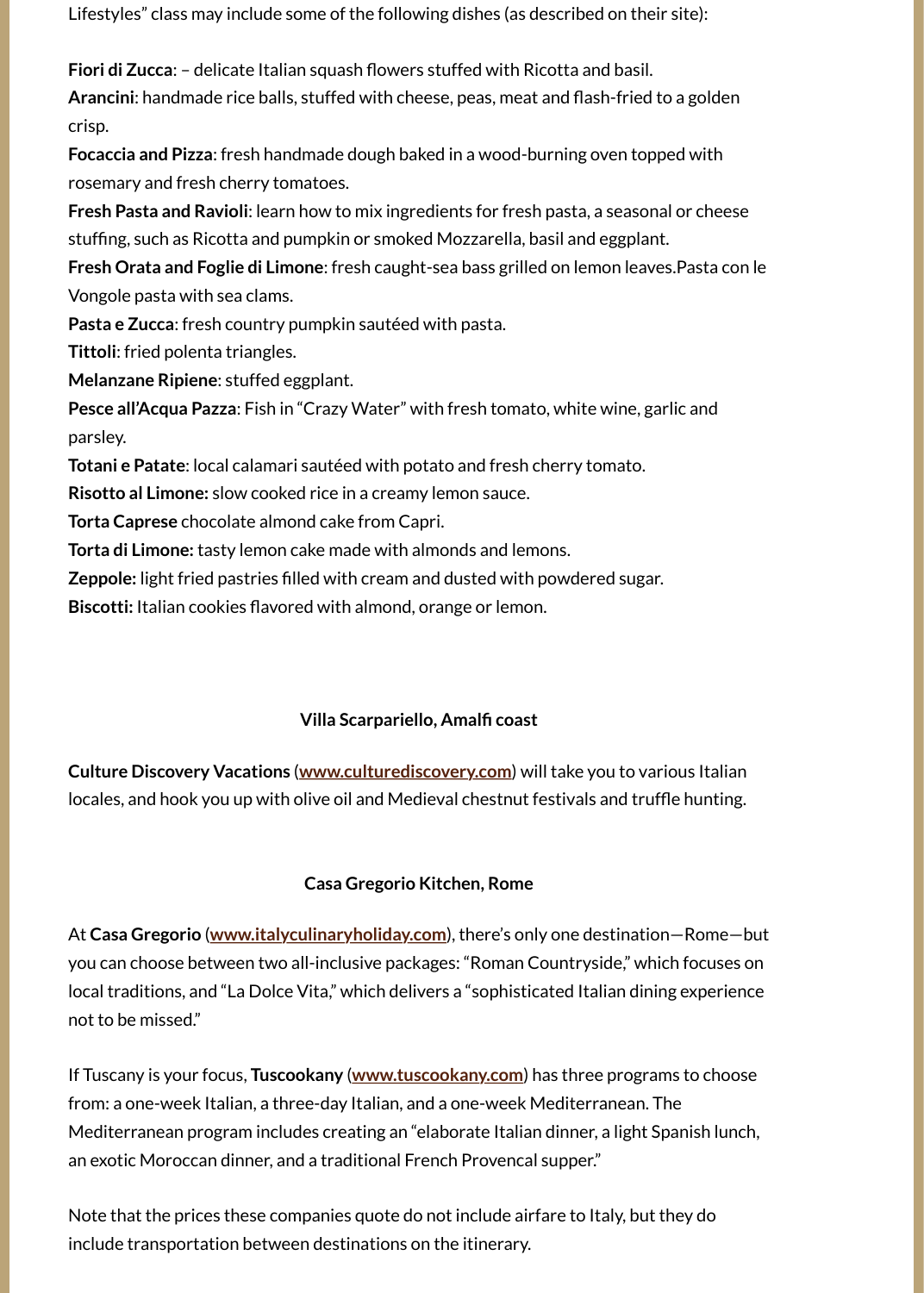Lifestyles" class may include some of the following dishes (as described on their site):

**Fiori di Zucca**: – delicate Italian squash flowers stuffed with Ricotta and basil.
**Arancini**: handmade rice balls, stuffed with cheese, peas, meat and flash-fried to a golden crisp.
**Focaccia and Pizza**: fresh handmade dough baked in a wood-burning oven topped with rosemary and fresh cherry tomatoes.
**Fresh Pasta and Ravioli**: learn how to mix ingredients for fresh pasta, a seasonal or cheese stuffing, such as Ricotta and pumpkin or smoked Mozzarella, basil and eggplant.
**Fresh Orata and Foglie di Limone**: fresh caught-sea bass grilled on lemon leaves.Pasta con le Vongole pasta with sea clams.
**Pasta e Zucca**: fresh country pumpkin sautéed with pasta.
**Tittoli**: fried polenta triangles.
**Melanzane Ripiene**: stuffed eggplant.
**Pesce all'Acqua Pazza**: Fish in "Crazy Water" with fresh tomato, white wine, garlic and parsley.
**Totani e Patate**: local calamari sautéed with potato and fresh cherry tomato.
**Risotto al Limone:** slow cooked rice in a creamy lemon sauce.
**Torta Caprese** chocolate almond cake from Capri.
**Torta di Limone:** tasty lemon cake made with almonds and lemons.
**Zeppole:** light fried pastries filled with cream and dusted with powdered sugar.
**Biscotti:** Italian cookies flavored with almond, orange or lemon.

**Villa Scarpariello, Amalfi coast**

**Culture Discovery Vacations** (**[www.culturediscovery.com](http://www.culturediscovery.com)**) will take you to various Italian locales, and hook you up with olive oil and Medieval chestnut festivals and truffle hunting.

**Casa Gregorio Kitchen, Rome**

At **Casa Gregorio** (**[www.italyculinaryholiday.com](http://www.italyculinaryholiday.com)**), there's only one destination—Rome—but you can choose between two all-inclusive packages: "Roman Countryside," which focuses on local traditions, and "La Dolce Vita," which delivers a "sophisticated Italian dining experience not to be missed."

If Tuscany is your focus, **Tuscookany** (**[www.tuscookany.com](http://www.tuscookany.com)**) has three programs to choose from: a one-week Italian, a three-day Italian, and a one-week Mediterranean. The Mediterranean program includes creating an "elaborate Italian dinner, a light Spanish lunch, an exotic Moroccan dinner, and a traditional French Provencal supper."

Note that the prices these companies quote do not include airfare to Italy, but they do include transportation between destinations on the itinerary.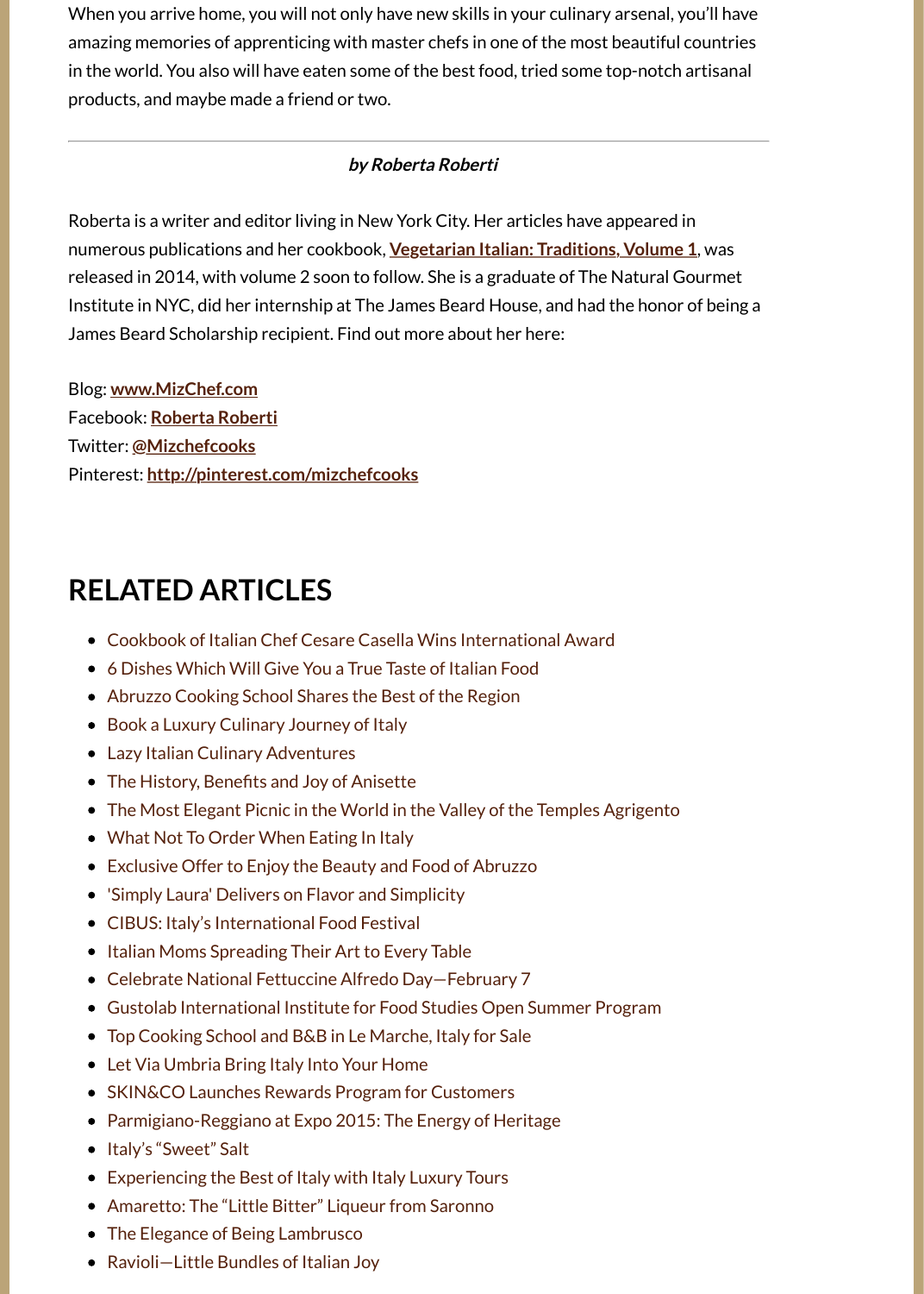When you arrive home, you will not only have new skills in your culinary arsenal, you'll have amazing memories of apprenticing with master chefs in one of the most beautiful countries in the world. You also will have eaten some of the best food, tried some top-notch artisanal products, and maybe made a friend or two.

---

***by Roberta Roberti***

Roberta is a writer and editor living in New York City. Her articles have appeared in numerous publications and her cookbook, **Vegetarian Italian: Traditions, Volume 1**, was released in 2014, with volume 2 soon to follow. She is a graduate of The Natural Gourmet Institute in NYC, did her internship at The James Beard House, and had the honor of being a James Beard Scholarship recipient. Find out more about her here:

Blog: **www.MizChef.com**
Facebook: **Roberta Roberti**
Twitter: **@Mizchefcooks**
Pinterest: **http://pinterest.com/mizchefcooks**

## RELATED ARTICLES

- Cookbook of Italian Chef Cesare Casella Wins International Award
- 6 Dishes Which Will Give You a True Taste of Italian Food
- Abruzzo Cooking School Shares the Best of the Region
- Book a Luxury Culinary Journey of Italy
- Lazy Italian Culinary Adventures
- The History, Benefits and Joy of Anisette
- The Most Elegant Picnic in the World in the Valley of the Temples Agrigento
- What Not To Order When Eating In Italy
- Exclusive Offer to Enjoy the Beauty and Food of Abruzzo
- 'Simply Laura' Delivers on Flavor and Simplicity
- CIBUS: Italy's International Food Festival
- Italian Moms Spreading Their Art to Every Table
- Celebrate National Fettuccine Alfredo Day—February 7
- Gustolab International Institute for Food Studies Open Summer Program
- Top Cooking School and B&B in Le Marche, Italy for Sale
- Let Via Umbria Bring Italy Into Your Home
- SKIN&CO Launches Rewards Program for Customers
- Parmigiano-Reggiano at Expo 2015: The Energy of Heritage
- Italy's "Sweet" Salt
- Experiencing the Best of Italy with Italy Luxury Tours
- Amaretto: The "Little Bitter" Liqueur from Saronno
- The Elegance of Being Lambrusco
- Ravioli—Little Bundles of Italian Joy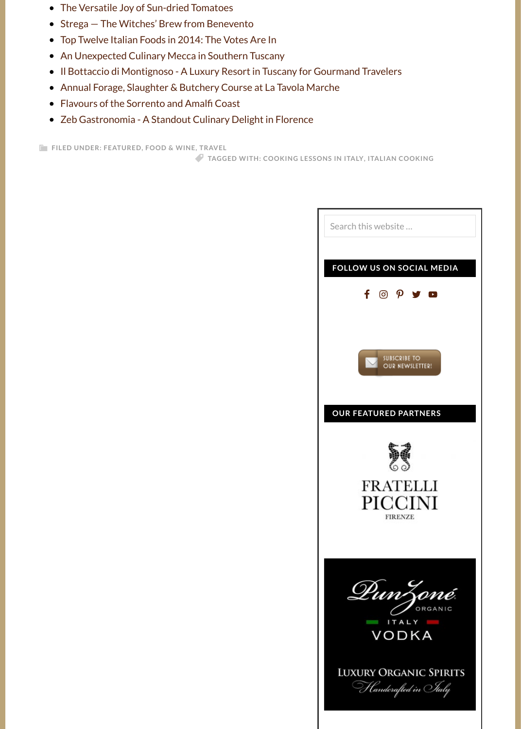- The Versatile Joy of Sun-dried Tomatoes
- Strega — The Witches' Brew from Benevento
- Top Twelve Italian Foods in 2014: The Votes Are In
- An Unexpected Culinary Mecca in Southern Tuscany
- Il Bottaccio di Montignoso - A Luxury Resort in Tuscany for Gourmand Travelers
- Annual Forage, Slaughter & Butchery Course at La Tavola Marche
- Flavours of the Sorrento and Amalfi Coast
- Zeb Gastronomia - A Standout Culinary Delight in Florence

FILED UNDER: FEATURED, FOOD & WINE, TRAVEL

TAGGED WITH: COOKING LESSONS IN ITALY, ITALIAN COOKING

Search this website ...

FOLLOW US ON SOCIAL MEDIA

SUBSCRIBE TO OUR NEWSLETTER!

OUR FEATURED PARTNERS

FRATELLI PICCINI FIRENZE

Punzoné ORGANIC ITALY VODKA

LUXURY ORGANIC SPIRITS Handcrafted in Italy